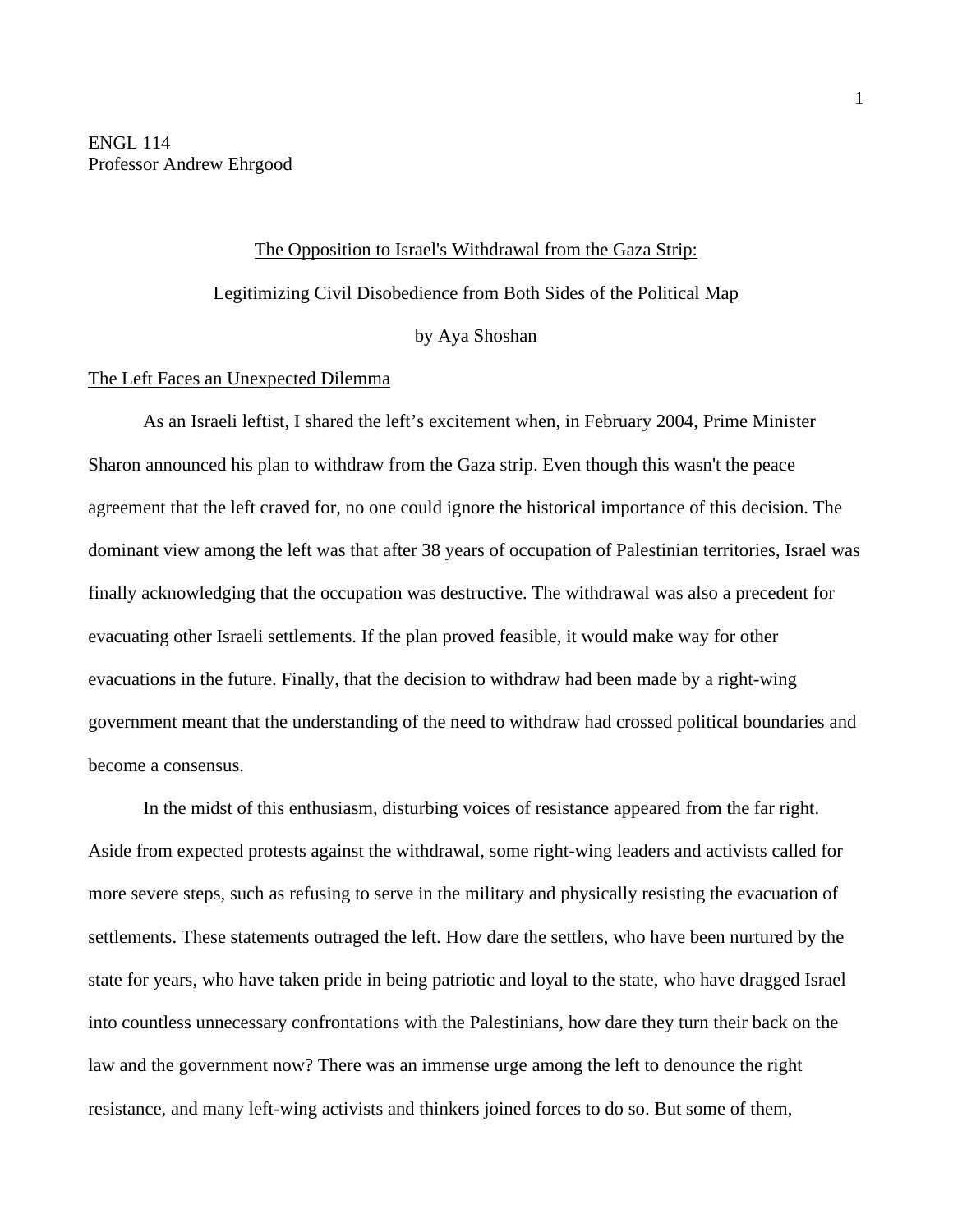ENGL 114
Professor Andrew Ehrgood

# The Opposition to Israel's Withdrawal from the Gaza Strip: Legitimizing Civil Disobedience from Both Sides of the Political Map

by Aya Shoshan

## The Left Faces an Unexpected Dilemma

As an Israeli leftist, I shared the left's excitement when, in February 2004, Prime Minister Sharon announced his plan to withdraw from the Gaza strip. Even though this wasn't the peace agreement that the left craved for, no one could ignore the historical importance of this decision. The dominant view among the left was that after 38 years of occupation of Palestinian territories, Israel was finally acknowledging that the occupation was destructive. The withdrawal was also a precedent for evacuating other Israeli settlements. If the plan proved feasible, it would make way for other evacuations in the future. Finally, that the decision to withdraw had been made by a right-wing government meant that the understanding of the need to withdraw had crossed political boundaries and become a consensus.

In the midst of this enthusiasm, disturbing voices of resistance appeared from the far right. Aside from expected protests against the withdrawal, some right-wing leaders and activists called for more severe steps, such as refusing to serve in the military and physically resisting the evacuation of settlements. These statements outraged the left. How dare the settlers, who have been nurtured by the state for years, who have taken pride in being patriotic and loyal to the state, who have dragged Israel into countless unnecessary confrontations with the Palestinians, how dare they turn their back on the law and the government now? There was an immense urge among the left to denounce the right resistance, and many left-wing activists and thinkers joined forces to do so. But some of them,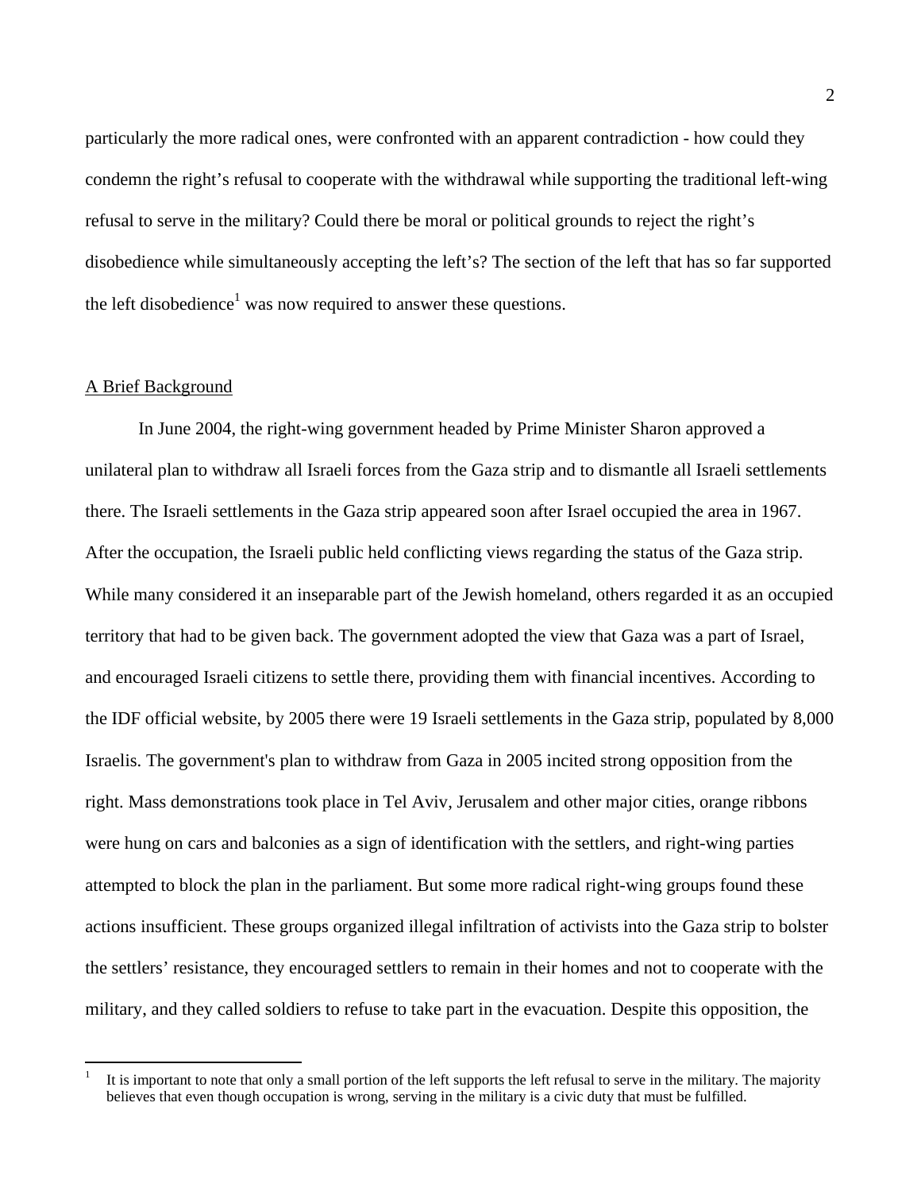particularly the more radical ones, were confronted with an apparent contradiction - how could they condemn the right's refusal to cooperate with the withdrawal while supporting the traditional left-wing refusal to serve in the military? Could there be moral or political grounds to reject the right's disobedience while simultaneously accepting the left's? The section of the left that has so far supported the left disobedience[1] was now required to answer these questions.

## A Brief Background

In June 2004, the right-wing government headed by Prime Minister Sharon approved a unilateral plan to withdraw all Israeli forces from the Gaza strip and to dismantle all Israeli settlements there. The Israeli settlements in the Gaza strip appeared soon after Israel occupied the area in 1967. After the occupation, the Israeli public held conflicting views regarding the status of the Gaza strip. While many considered it an inseparable part of the Jewish homeland, others regarded it as an occupied territory that had to be given back. The government adopted the view that Gaza was a part of Israel, and encouraged Israeli citizens to settle there, providing them with financial incentives. According to the IDF official website, by 2005 there were 19 Israeli settlements in the Gaza strip, populated by 8,000 Israelis. The government's plan to withdraw from Gaza in 2005 incited strong opposition from the right. Mass demonstrations took place in Tel Aviv, Jerusalem and other major cities, orange ribbons were hung on cars and balconies as a sign of identification with the settlers, and right-wing parties attempted to block the plan in the parliament. But some more radical right-wing groups found these actions insufficient. These groups organized illegal infiltration of activists into the Gaza strip to bolster the settlers' resistance, they encouraged settlers to remain in their homes and not to cooperate with the military, and they called soldiers to refuse to take part in the evacuation. Despite this opposition, the

[1] It is important to note that only a small portion of the left supports the left refusal to serve in the military. The majority believes that even though occupation is wrong, serving in the military is a civic duty that must be fulfilled.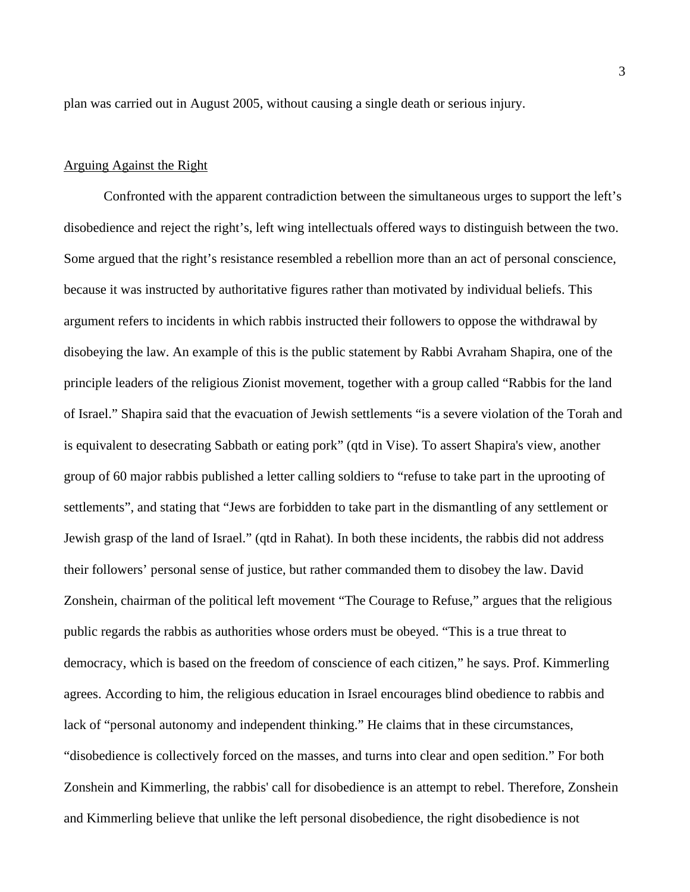plan was carried out in August 2005, without causing a single death or serious injury.

<u>Arguing Against the Right</u>

Confronted with the apparent contradiction between the simultaneous urges to support the left's disobedience and reject the right's, left wing intellectuals offered ways to distinguish between the two. Some argued that the right's resistance resembled a rebellion more than an act of personal conscience, because it was instructed by authoritative figures rather than motivated by individual beliefs. This argument refers to incidents in which rabbis instructed their followers to oppose the withdrawal by disobeying the law. An example of this is the public statement by Rabbi Avraham Shapira, one of the principle leaders of the religious Zionist movement, together with a group called "Rabbis for the land of Israel." Shapira said that the evacuation of Jewish settlements "is a severe violation of the Torah and is equivalent to desecrating Sabbath or eating pork" (qtd in Vise). To assert Shapira's view, another group of 60 major rabbis published a letter calling soldiers to "refuse to take part in the uprooting of settlements", and stating that "Jews are forbidden to take part in the dismantling of any settlement or Jewish grasp of the land of Israel." (qtd in Rahat). In both these incidents, the rabbis did not address their followers' personal sense of justice, but rather commanded them to disobey the law. David Zonshein, chairman of the political left movement "The Courage to Refuse," argues that the religious public regards the rabbis as authorities whose orders must be obeyed. "This is a true threat to democracy, which is based on the freedom of conscience of each citizen," he says. Prof. Kimmerling agrees. According to him, the religious education in Israel encourages blind obedience to rabbis and lack of "personal autonomy and independent thinking." He claims that in these circumstances, "disobedience is collectively forced on the masses, and turns into clear and open sedition." For both Zonshein and Kimmerling, the rabbis' call for disobedience is an attempt to rebel. Therefore, Zonshein and Kimmerling believe that unlike the left personal disobedience, the right disobedience is not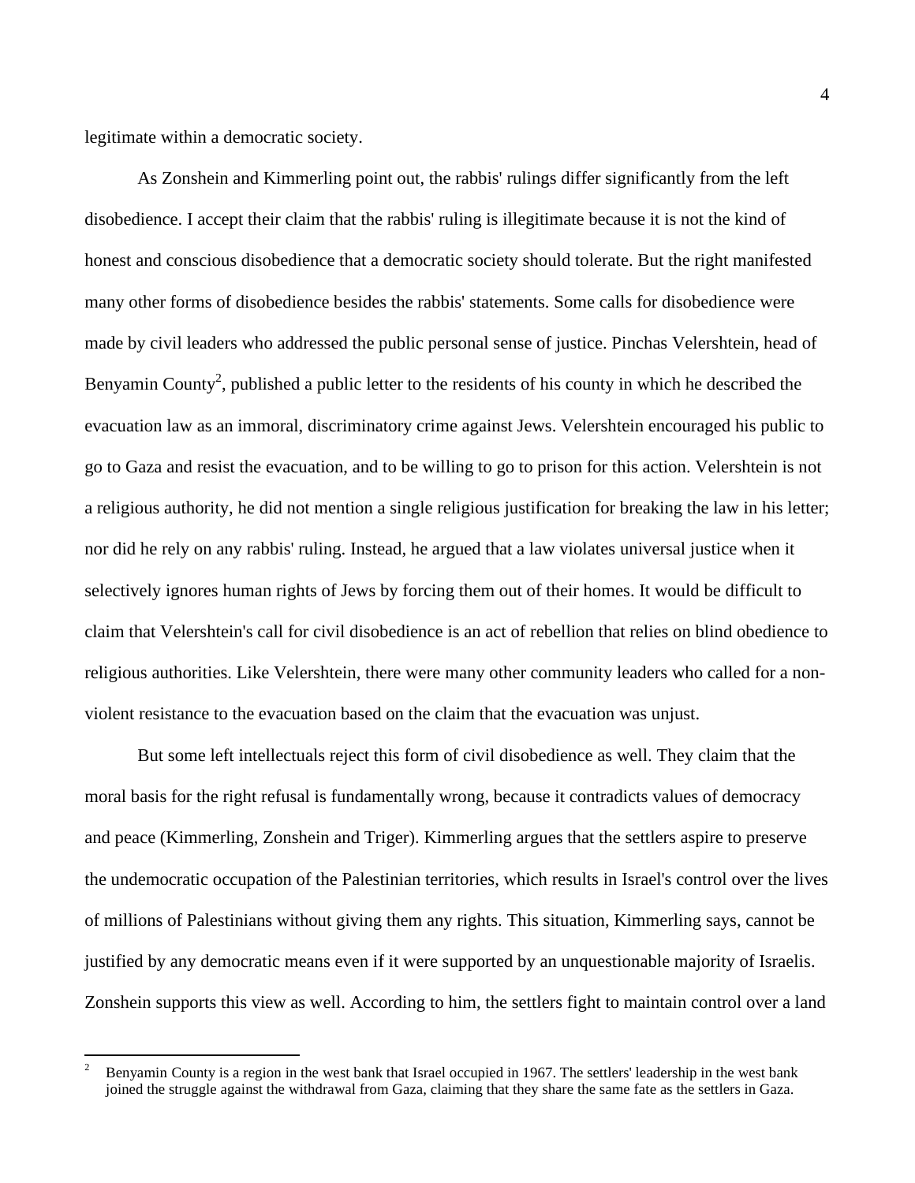legitimate within a democratic society.

As Zonshein and Kimmerling point out, the rabbis' rulings differ significantly from the left disobedience. I accept their claim that the rabbis' ruling is illegitimate because it is not the kind of honest and conscious disobedience that a democratic society should tolerate. But the right manifested many other forms of disobedience besides the rabbis' statements. Some calls for disobedience were made by civil leaders who addressed the public personal sense of justice. Pinchas Velershtein, head of Benyamin County[2], published a public letter to the residents of his county in which he described the evacuation law as an immoral, discriminatory crime against Jews. Velershtein encouraged his public to go to Gaza and resist the evacuation, and to be willing to go to prison for this action. Velershtein is not a religious authority, he did not mention a single religious justification for breaking the law in his letter; nor did he rely on any rabbis' ruling. Instead, he argued that a law violates universal justice when it selectively ignores human rights of Jews by forcing them out of their homes. It would be difficult to claim that Velershtein's call for civil disobedience is an act of rebellion that relies on blind obedience to religious authorities. Like Velershtein, there were many other community leaders who called for a non-violent resistance to the evacuation based on the claim that the evacuation was unjust.

But some left intellectuals reject this form of civil disobedience as well. They claim that the moral basis for the right refusal is fundamentally wrong, because it contradicts values of democracy and peace (Kimmerling, Zonshein and Triger). Kimmerling argues that the settlers aspire to preserve the undemocratic occupation of the Palestinian territories, which results in Israel's control over the lives of millions of Palestinians without giving them any rights. This situation, Kimmerling says, cannot be justified by any democratic means even if it were supported by an unquestionable majority of Israelis. Zonshein supports this view as well. According to him, the settlers fight to maintain control over a land

[2] Benyamin County is a region in the west bank that Israel occupied in 1967. The settlers' leadership in the west bank joined the struggle against the withdrawal from Gaza, claiming that they share the same fate as the settlers in Gaza.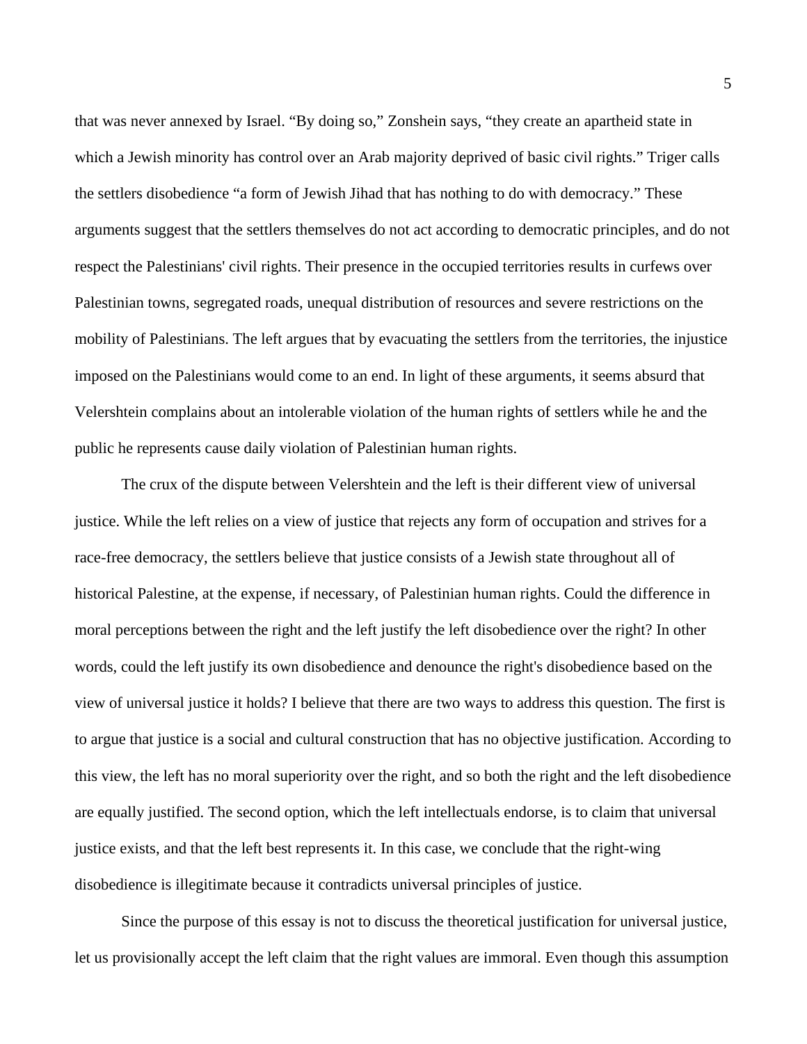that was never annexed by Israel. "By doing so," Zonshein says, "they create an apartheid state in which a Jewish minority has control over an Arab majority deprived of basic civil rights." Triger calls the settlers disobedience "a form of Jewish Jihad that has nothing to do with democracy." These arguments suggest that the settlers themselves do not act according to democratic principles, and do not respect the Palestinians' civil rights. Their presence in the occupied territories results in curfews over Palestinian towns, segregated roads, unequal distribution of resources and severe restrictions on the mobility of Palestinians. The left argues that by evacuating the settlers from the territories, the injustice imposed on the Palestinians would come to an end. In light of these arguments, it seems absurd that Velershtein complains about an intolerable violation of the human rights of settlers while he and the public he represents cause daily violation of Palestinian human rights.

The crux of the dispute between Velershtein and the left is their different view of universal justice. While the left relies on a view of justice that rejects any form of occupation and strives for a race-free democracy, the settlers believe that justice consists of a Jewish state throughout all of historical Palestine, at the expense, if necessary, of Palestinian human rights. Could the difference in moral perceptions between the right and the left justify the left disobedience over the right? In other words, could the left justify its own disobedience and denounce the right's disobedience based on the view of universal justice it holds? I believe that there are two ways to address this question. The first is to argue that justice is a social and cultural construction that has no objective justification. According to this view, the left has no moral superiority over the right, and so both the right and the left disobedience are equally justified. The second option, which the left intellectuals endorse, is to claim that universal justice exists, and that the left best represents it. In this case, we conclude that the right-wing disobedience is illegitimate because it contradicts universal principles of justice.

Since the purpose of this essay is not to discuss the theoretical justification for universal justice, let us provisionally accept the left claim that the right values are immoral. Even though this assumption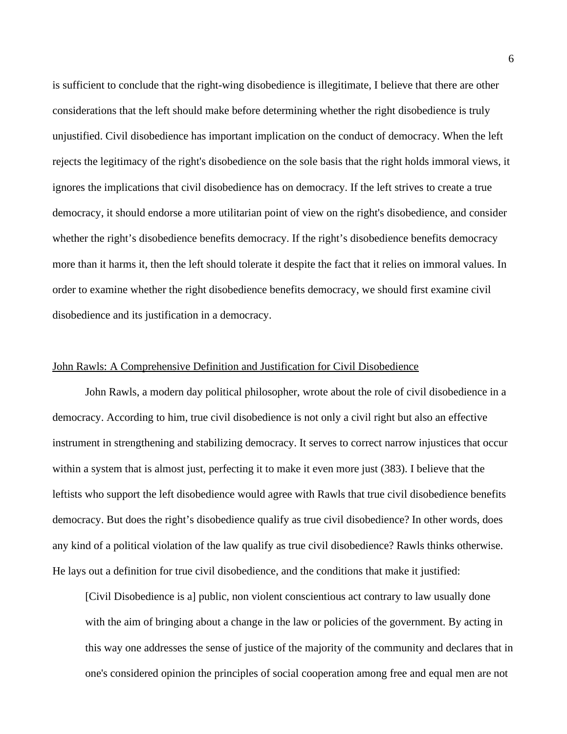is sufficient to conclude that the right-wing disobedience is illegitimate, I believe that there are other considerations that the left should make before determining whether the right disobedience is truly unjustified. Civil disobedience has important implication on the conduct of democracy. When the left rejects the legitimacy of the right's disobedience on the sole basis that the right holds immoral views, it ignores the implications that civil disobedience has on democracy. If the left strives to create a true democracy, it should endorse a more utilitarian point of view on the right's disobedience, and consider whether the right's disobedience benefits democracy. If the right's disobedience benefits democracy more than it harms it, then the left should tolerate it despite the fact that it relies on immoral values. In order to examine whether the right disobedience benefits democracy, we should first examine civil disobedience and its justification in a democracy.

## John Rawls: A Comprehensive Definition and Justification for Civil Disobedience

John Rawls, a modern day political philosopher, wrote about the role of civil disobedience in a democracy. According to him, true civil disobedience is not only a civil right but also an effective instrument in strengthening and stabilizing democracy. It serves to correct narrow injustices that occur within a system that is almost just, perfecting it to make it even more just (383). I believe that the leftists who support the left disobedience would agree with Rawls that true civil disobedience benefits democracy. But does the right's disobedience qualify as true civil disobedience? In other words, does any kind of a political violation of the law qualify as true civil disobedience? Rawls thinks otherwise. He lays out a definition for true civil disobedience, and the conditions that make it justified:

> [Civil Disobedience is a] public, non violent conscientious act contrary to law usually done with the aim of bringing about a change in the law or policies of the government. By acting in this way one addresses the sense of justice of the majority of the community and declares that in one's considered opinion the principles of social cooperation among free and equal men are not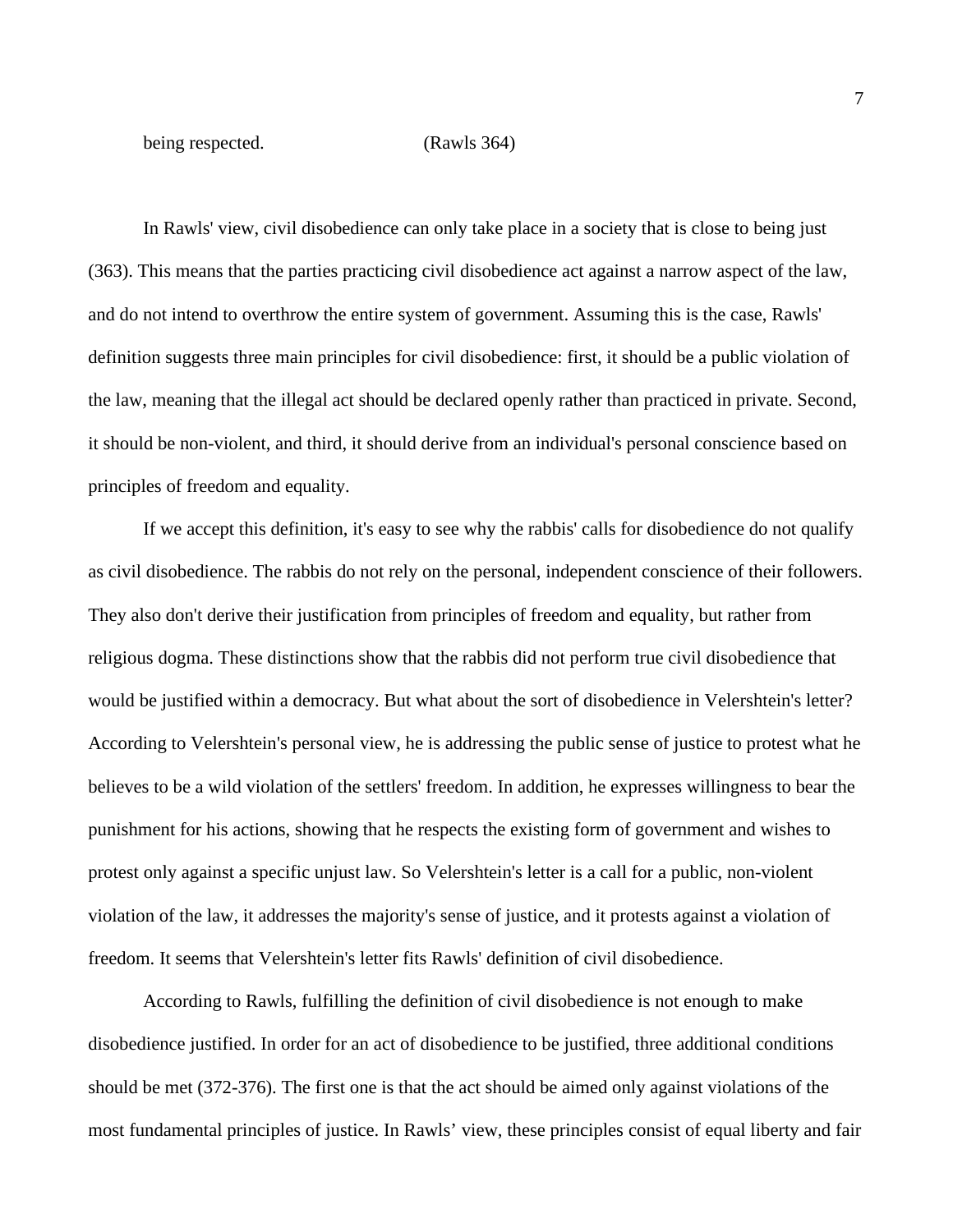being respected. (Rawls 364)

In Rawls' view, civil disobedience can only take place in a society that is close to being just (363). This means that the parties practicing civil disobedience act against a narrow aspect of the law, and do not intend to overthrow the entire system of government. Assuming this is the case, Rawls' definition suggests three main principles for civil disobedience: first, it should be a public violation of the law, meaning that the illegal act should be declared openly rather than practiced in private. Second, it should be non-violent, and third, it should derive from an individual's personal conscience based on principles of freedom and equality.

If we accept this definition, it's easy to see why the rabbis' calls for disobedience do not qualify as civil disobedience. The rabbis do not rely on the personal, independent conscience of their followers. They also don't derive their justification from principles of freedom and equality, but rather from religious dogma. These distinctions show that the rabbis did not perform true civil disobedience that would be justified within a democracy. But what about the sort of disobedience in Velershtein's letter? According to Velershtein's personal view, he is addressing the public sense of justice to protest what he believes to be a wild violation of the settlers' freedom. In addition, he expresses willingness to bear the punishment for his actions, showing that he respects the existing form of government and wishes to protest only against a specific unjust law. So Velershtein's letter is a call for a public, non-violent violation of the law, it addresses the majority's sense of justice, and it protests against a violation of freedom. It seems that Velershtein's letter fits Rawls' definition of civil disobedience.

According to Rawls, fulfilling the definition of civil disobedience is not enough to make disobedience justified. In order for an act of disobedience to be justified, three additional conditions should be met (372-376). The first one is that the act should be aimed only against violations of the most fundamental principles of justice. In Rawls' view, these principles consist of equal liberty and fair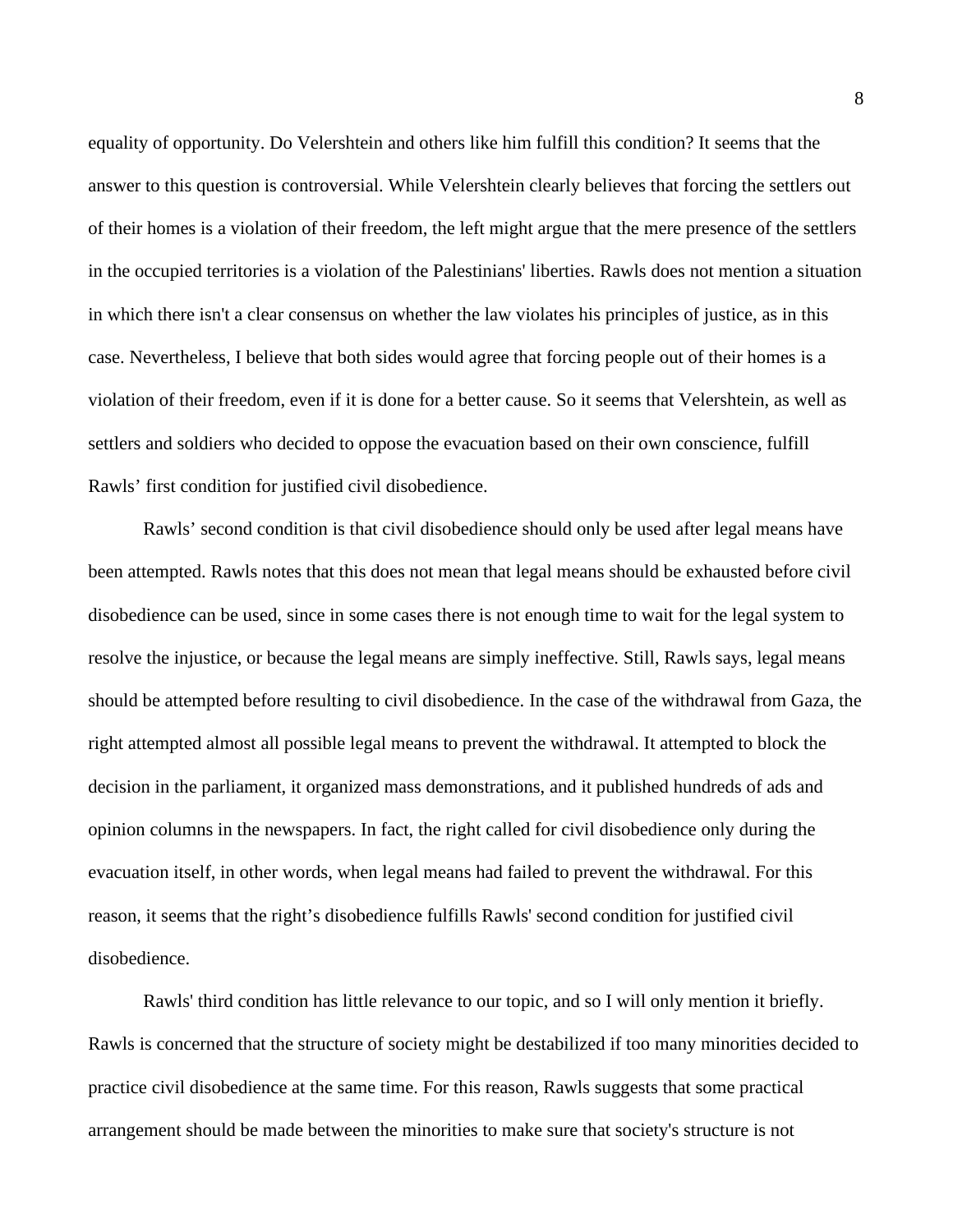equality of opportunity. Do Velershtein and others like him fulfill this condition? It seems that the answer to this question is controversial. While Velershtein clearly believes that forcing the settlers out of their homes is a violation of their freedom, the left might argue that the mere presence of the settlers in the occupied territories is a violation of the Palestinians' liberties. Rawls does not mention a situation in which there isn't a clear consensus on whether the law violates his principles of justice, as in this case. Nevertheless, I believe that both sides would agree that forcing people out of their homes is a violation of their freedom, even if it is done for a better cause. So it seems that Velershtein, as well as settlers and soldiers who decided to oppose the evacuation based on their own conscience, fulfill Rawls' first condition for justified civil disobedience.

Rawls' second condition is that civil disobedience should only be used after legal means have been attempted. Rawls notes that this does not mean that legal means should be exhausted before civil disobedience can be used, since in some cases there is not enough time to wait for the legal system to resolve the injustice, or because the legal means are simply ineffective. Still, Rawls says, legal means should be attempted before resulting to civil disobedience. In the case of the withdrawal from Gaza, the right attempted almost all possible legal means to prevent the withdrawal. It attempted to block the decision in the parliament, it organized mass demonstrations, and it published hundreds of ads and opinion columns in the newspapers. In fact, the right called for civil disobedience only during the evacuation itself, in other words, when legal means had failed to prevent the withdrawal. For this reason, it seems that the right's disobedience fulfills Rawls' second condition for justified civil disobedience.

Rawls' third condition has little relevance to our topic, and so I will only mention it briefly. Rawls is concerned that the structure of society might be destabilized if too many minorities decided to practice civil disobedience at the same time. For this reason, Rawls suggests that some practical arrangement should be made between the minorities to make sure that society's structure is not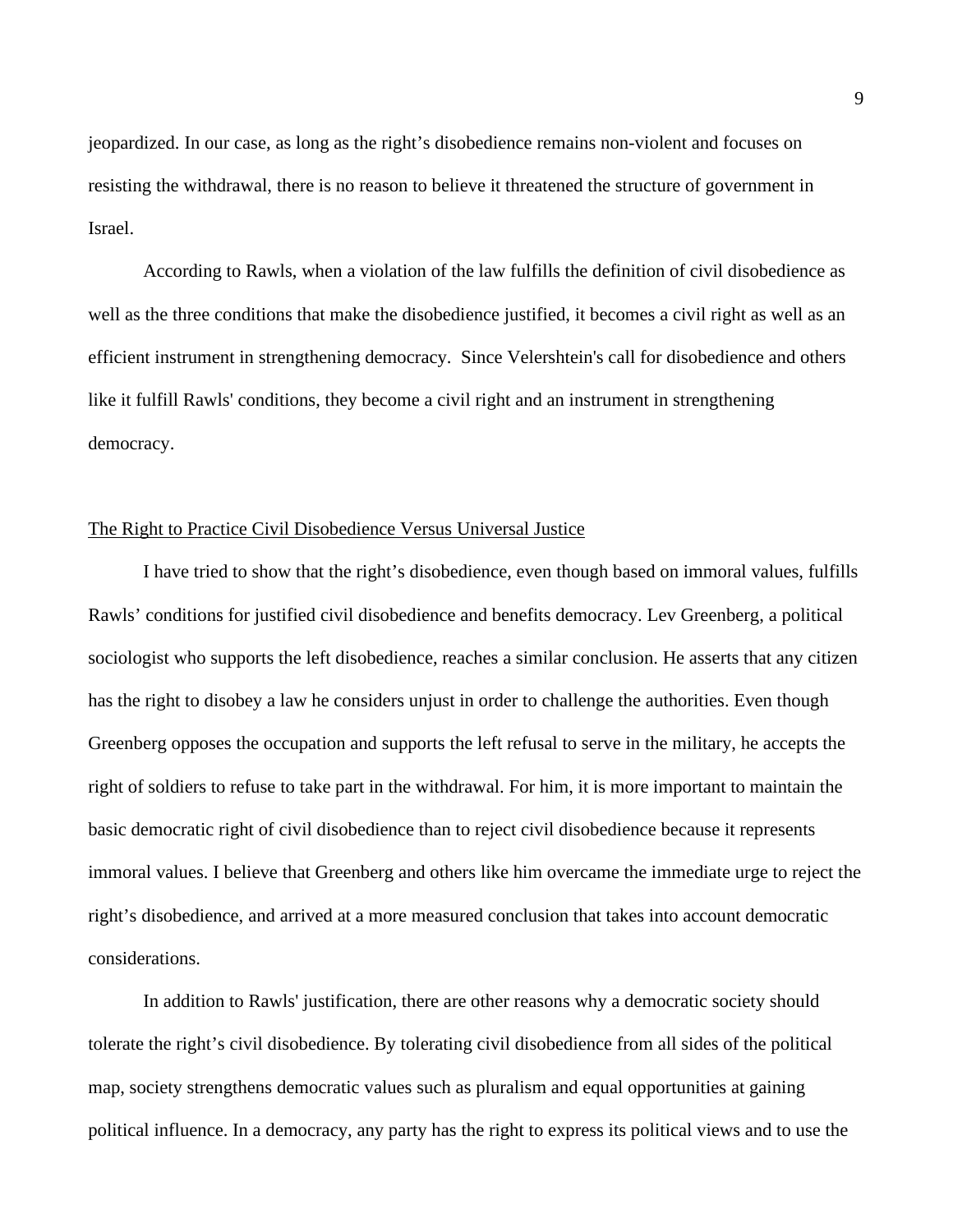jeopardized. In our case, as long as the right's disobedience remains non-violent and focuses on resisting the withdrawal, there is no reason to believe it threatened the structure of government in Israel.

According to Rawls, when a violation of the law fulfills the definition of civil disobedience as well as the three conditions that make the disobedience justified, it becomes a civil right as well as an efficient instrument in strengthening democracy.  Since Velershtein's call for disobedience and others like it fulfill Rawls' conditions, they become a civil right and an instrument in strengthening democracy.

## The Right to Practice Civil Disobedience Versus Universal Justice

I have tried to show that the right's disobedience, even though based on immoral values, fulfills Rawls' conditions for justified civil disobedience and benefits democracy. Lev Greenberg, a political sociologist who supports the left disobedience, reaches a similar conclusion. He asserts that any citizen has the right to disobey a law he considers unjust in order to challenge the authorities. Even though Greenberg opposes the occupation and supports the left refusal to serve in the military, he accepts the right of soldiers to refuse to take part in the withdrawal. For him, it is more important to maintain the basic democratic right of civil disobedience than to reject civil disobedience because it represents immoral values. I believe that Greenberg and others like him overcame the immediate urge to reject the right's disobedience, and arrived at a more measured conclusion that takes into account democratic considerations.

In addition to Rawls' justification, there are other reasons why a democratic society should tolerate the right's civil disobedience. By tolerating civil disobedience from all sides of the political map, society strengthens democratic values such as pluralism and equal opportunities at gaining political influence. In a democracy, any party has the right to express its political views and to use the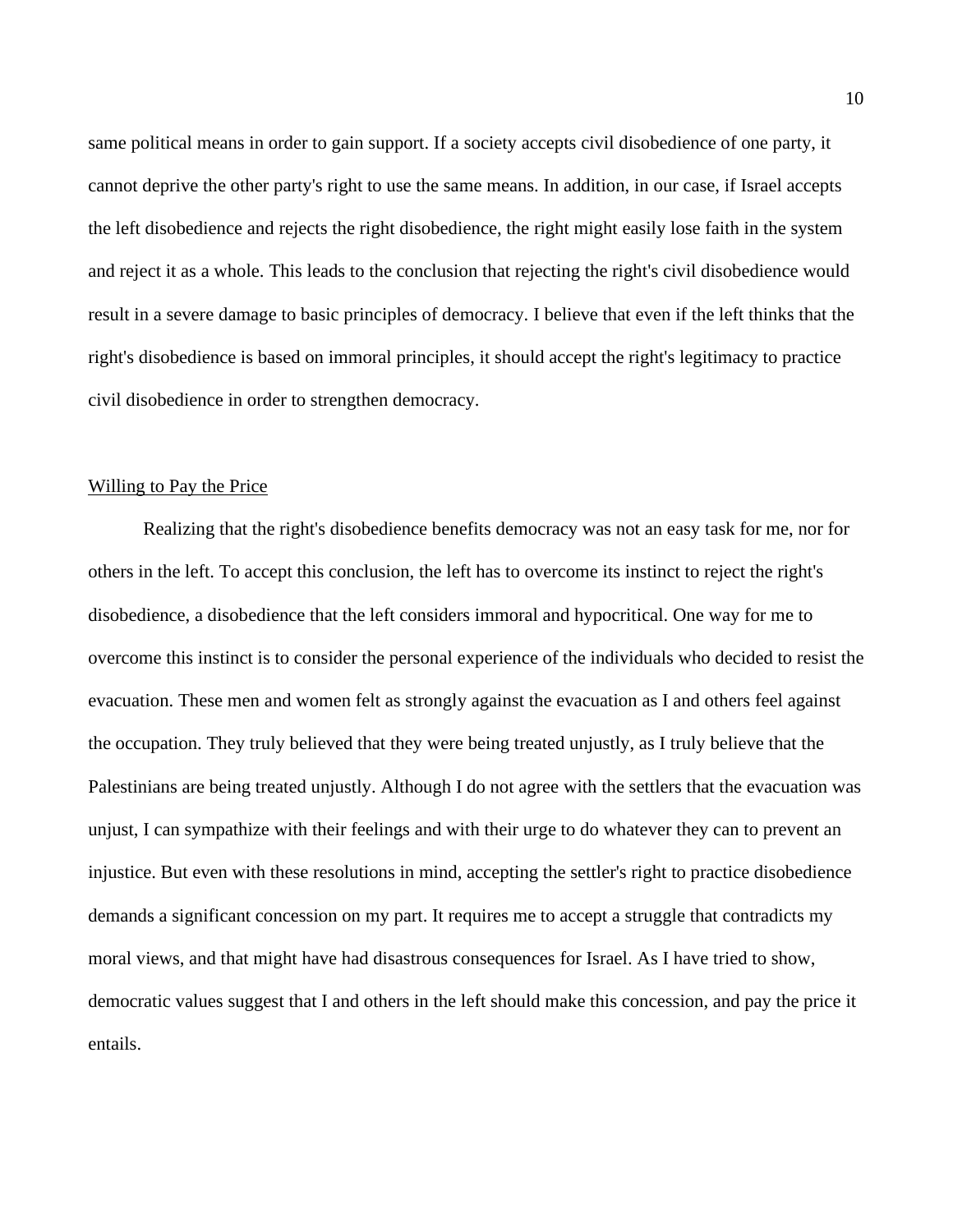same political means in order to gain support. If a society accepts civil disobedience of one party, it cannot deprive the other party's right to use the same means. In addition, in our case, if Israel accepts the left disobedience and rejects the right disobedience, the right might easily lose faith in the system and reject it as a whole. This leads to the conclusion that rejecting the right's civil disobedience would result in a severe damage to basic principles of democracy. I believe that even if the left thinks that the right's disobedience is based on immoral principles, it should accept the right's legitimacy to practice civil disobedience in order to strengthen democracy.

## <u>Willing to Pay the Price</u>

Realizing that the right's disobedience benefits democracy was not an easy task for me, nor for others in the left. To accept this conclusion, the left has to overcome its instinct to reject the right's disobedience, a disobedience that the left considers immoral and hypocritical. One way for me to overcome this instinct is to consider the personal experience of the individuals who decided to resist the evacuation. These men and women felt as strongly against the evacuation as I and others feel against the occupation. They truly believed that they were being treated unjustly, as I truly believe that the Palestinians are being treated unjustly. Although I do not agree with the settlers that the evacuation was unjust, I can sympathize with their feelings and with their urge to do whatever they can to prevent an injustice. But even with these resolutions in mind, accepting the settler's right to practice disobedience demands a significant concession on my part. It requires me to accept a struggle that contradicts my moral views, and that might have had disastrous consequences for Israel. As I have tried to show, democratic values suggest that I and others in the left should make this concession, and pay the price it entails.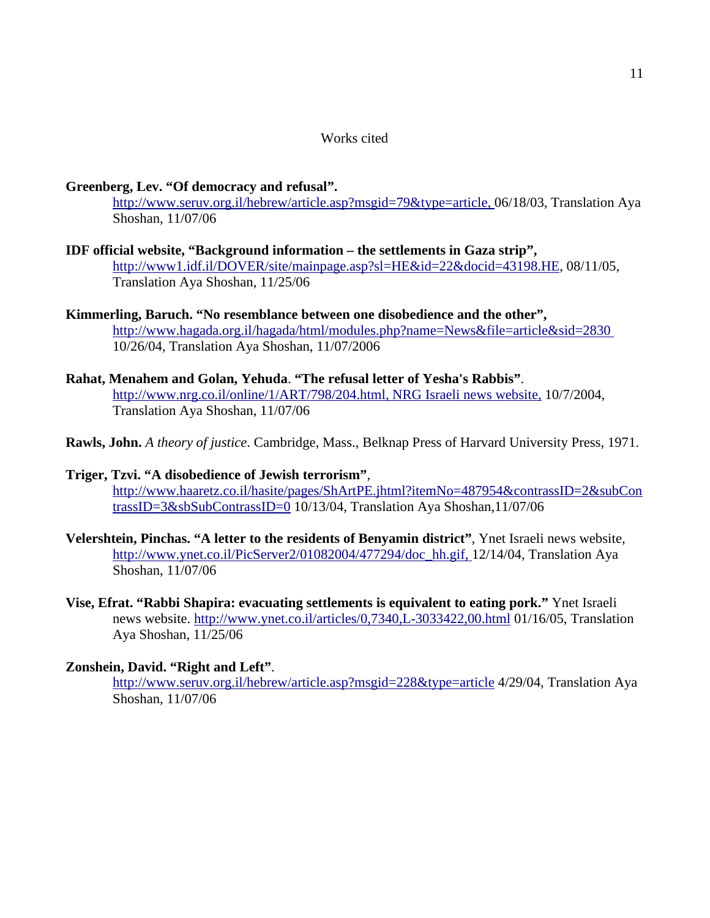# Works cited

**Greenberg, Lev. "Of democracy and refusal".** http://www.seruv.org.il/hebrew/article.asp?msgid=79&type=article, 06/18/03, Translation Aya Shoshan, 11/07/06

**IDF official website, "Background information – the settlements in Gaza strip",** http://www1.idf.il/DOVER/site/mainpage.asp?sl=HE&id=22&docid=43198.HE, 08/11/05, Translation Aya Shoshan, 11/25/06

**Kimmerling, Baruch. "No resemblance between one disobedience and the other",** http://www.hagada.org.il/hagada/html/modules.php?name=News&file=article&sid=2830 10/26/04, Translation Aya Shoshan, 11/07/2006

**Rahat, Menahem and Golan, Yehuda**. **"The refusal letter of Yesha's Rabbis"**. http://www.nrg.co.il/online/1/ART/798/204.html, NRG Israeli news website, 10/7/2004, Translation Aya Shoshan, 11/07/06

**Rawls, John.** *A theory of justice*. Cambridge, Mass., Belknap Press of Harvard University Press, 1971.

**Triger, Tzvi. "A disobedience of Jewish terrorism"**, http://www.haaretz.co.il/hasite/pages/ShArtPE.jhtml?itemNo=487954&contrassID=2&subContrassID=3&sbSubContrassID=0 10/13/04, Translation Aya Shoshan,11/07/06

**Velershtein, Pinchas. "A letter to the residents of Benyamin district"**, Ynet Israeli news website, http://www.ynet.co.il/PicServer2/01082004/477294/doc_hh.gif, 12/14/04, Translation Aya Shoshan, 11/07/06

**Vise, Efrat. "Rabbi Shapira: evacuating settlements is equivalent to eating pork."** Ynet Israeli news website. http://www.ynet.co.il/articles/0,7340,L-3033422,00.html 01/16/05, Translation Aya Shoshan, 11/25/06

**Zonshein, David. "Right and Left"**. http://www.seruv.org.il/hebrew/article.asp?msgid=228&type=article 4/29/04, Translation Aya Shoshan, 11/07/06